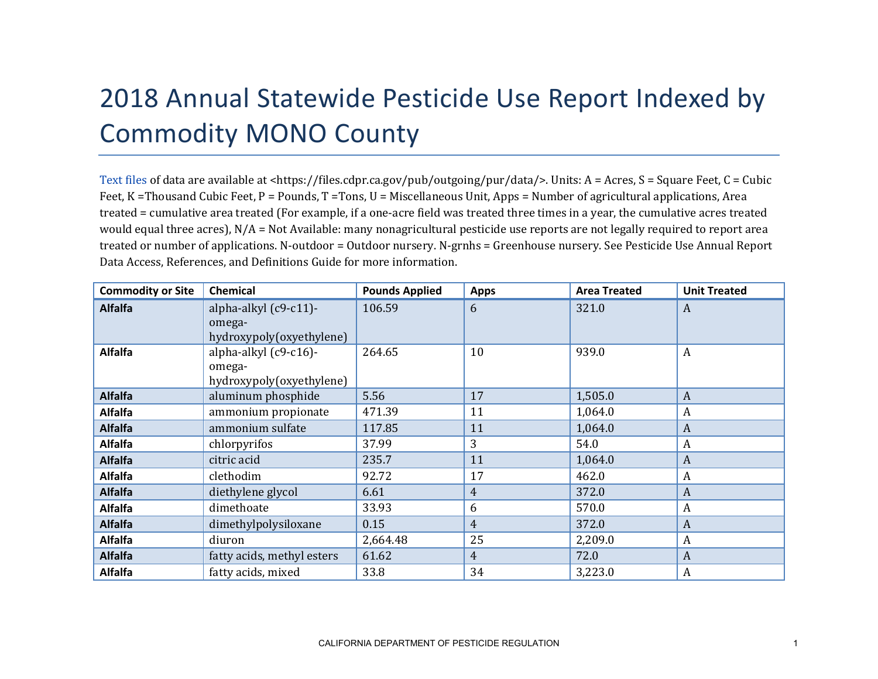# 2018 Annual Statewide Pesticide Use Report Indexed by Commodity MONO County

Text files of data are available at <https://files.cdpr.ca.gov/pub/outgoing/pur/data/>. Units: A = Acres, S = Square Feet, C = Cubic Feet, K =Thousand Cubic Feet, P = Pounds, T =Tons, U = Miscellaneous Unit, Apps = Number of agricultural applications, Area treated = cumulative area treated (For example, if a one-acre field was treated three times in a year, the cumulative acres treated would equal three acres), N/A = Not Available: many nonagricultural pesticide use reports are not legally required to report area treated or number of applications. N-outdoor = Outdoor nursery. N-grnhs = Greenhouse nursery. See Pesticide Use Annual Report Data Access, References, and Definitions Guide for more information.

| Commodity or Site | Chemical | Pounds Applied | Apps | Area Treated | Unit Treated |
|---|---|---|---|---|---|
| **Alfalfa** | alpha-alkyl (c9-c11)-omega-hydroxypoly(oxyethylene) | 106.59 | 6 | 321.0 | A |
| **Alfalfa** | alpha-alkyl (c9-c16)-omega-hydroxypoly(oxyethylene) | 264.65 | 10 | 939.0 | A |
| **Alfalfa** | aluminum phosphide | 5.56 | 17 | 1,505.0 | A |
| **Alfalfa** | ammonium propionate | 471.39 | 11 | 1,064.0 | A |
| **Alfalfa** | ammonium sulfate | 117.85 | 11 | 1,064.0 | A |
| **Alfalfa** | chlorpyrifos | 37.99 | 3 | 54.0 | A |
| **Alfalfa** | citric acid | 235.7 | 11 | 1,064.0 | A |
| **Alfalfa** | clethodim | 92.72 | 17 | 462.0 | A |
| **Alfalfa** | diethylene glycol | 6.61 | 4 | 372.0 | A |
| **Alfalfa** | dimethoate | 33.93 | 6 | 570.0 | A |
| **Alfalfa** | dimethylpolysiloxane | 0.15 | 4 | 372.0 | A |
| **Alfalfa** | diuron | 2,664.48 | 25 | 2,209.0 | A |
| **Alfalfa** | fatty acids, methyl esters | 61.62 | 4 | 72.0 | A |
| **Alfalfa** | fatty acids, mixed | 33.8 | 34 | 3,223.0 | A |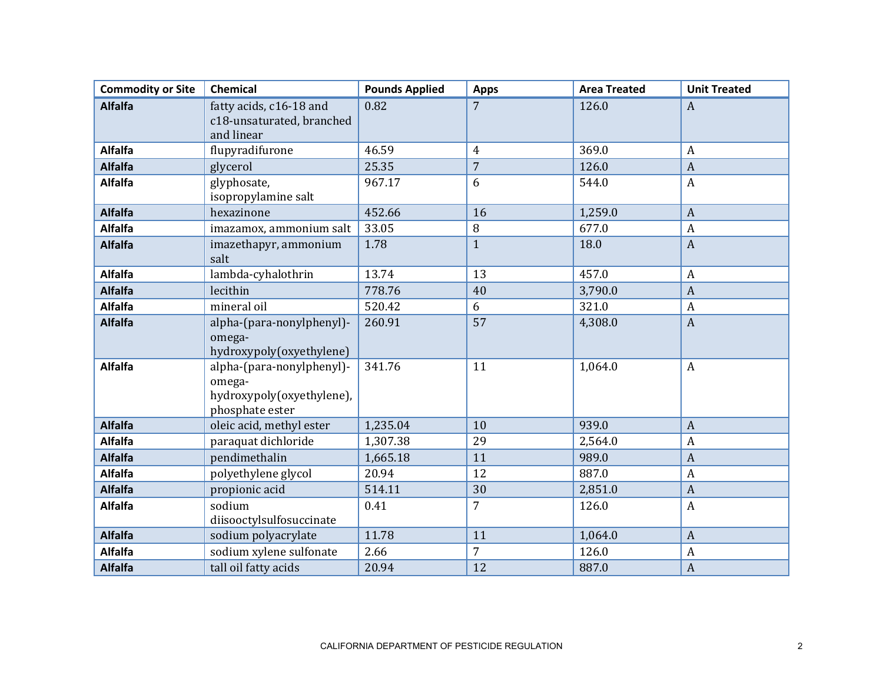| Commodity or Site | Chemical | Pounds Applied | Apps | Area Treated | Unit Treated |
|---|---|---|---|---|---|
| **Alfalfa** | fatty acids, c16-18 and c18-unsaturated, branched and linear | 0.82 | 7 | 126.0 | A |
| **Alfalfa** | flupyradifurone | 46.59 | 4 | 369.0 | A |
| **Alfalfa** | glycerol | 25.35 | 7 | 126.0 | A |
| **Alfalfa** | glyphosate, isopropylamine salt | 967.17 | 6 | 544.0 | A |
| **Alfalfa** | hexazinone | 452.66 | 16 | 1,259.0 | A |
| **Alfalfa** | imazamox, ammonium salt | 33.05 | 8 | 677.0 | A |
| **Alfalfa** | imazethapyr, ammonium salt | 1.78 | 1 | 18.0 | A |
| **Alfalfa** | lambda-cyhalothrin | 13.74 | 13 | 457.0 | A |
| **Alfalfa** | lecithin | 778.76 | 40 | 3,790.0 | A |
| **Alfalfa** | mineral oil | 520.42 | 6 | 321.0 | A |
| **Alfalfa** | alpha-(para-nonylphenyl)-omega-hydroxypoly(oxyethylene) | 260.91 | 57 | 4,308.0 | A |
| **Alfalfa** | alpha-(para-nonylphenyl)-omega-hydroxypoly(oxyethylene), phosphate ester | 341.76 | 11 | 1,064.0 | A |
| **Alfalfa** | oleic acid, methyl ester | 1,235.04 | 10 | 939.0 | A |
| **Alfalfa** | paraquat dichloride | 1,307.38 | 29 | 2,564.0 | A |
| **Alfalfa** | pendimethalin | 1,665.18 | 11 | 989.0 | A |
| **Alfalfa** | polyethylene glycol | 20.94 | 12 | 887.0 | A |
| **Alfalfa** | propionic acid | 514.11 | 30 | 2,851.0 | A |
| **Alfalfa** | sodium diisooctylsulfosuccinate | 0.41 | 7 | 126.0 | A |
| **Alfalfa** | sodium polyacrylate | 11.78 | 11 | 1,064.0 | A |
| **Alfalfa** | sodium xylene sulfonate | 2.66 | 7 | 126.0 | A |
| **Alfalfa** | tall oil fatty acids | 20.94 | 12 | 887.0 | A |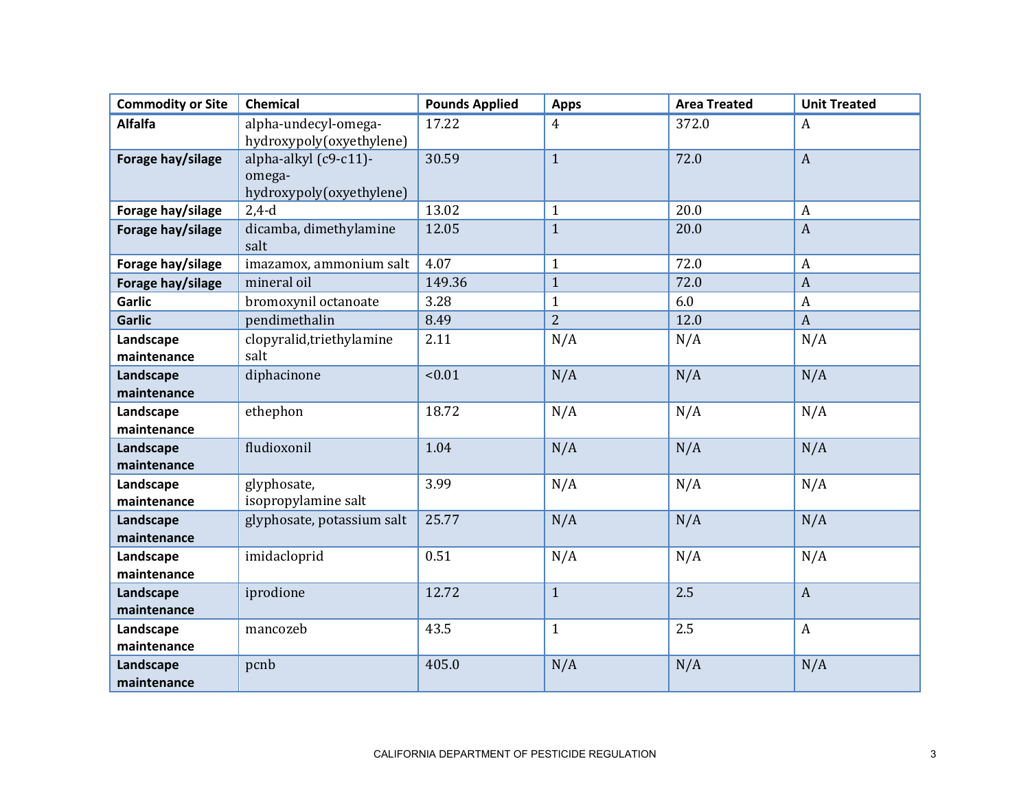| Commodity or Site | Chemical | Pounds Applied | Apps | Area Treated | Unit Treated |
|---|---|---|---|---|---|
| **Alfalfa** | alpha-undecyl-omega-hydroxypoly(oxyethylene) | 17.22 | 4 | 372.0 | A |
| **Forage hay/silage** | alpha-alkyl (c9-c11)-omega-hydroxypoly(oxyethylene) | 30.59 | 1 | 72.0 | A |
| **Forage hay/silage** | 2,4-d | 13.02 | 1 | 20.0 | A |
| **Forage hay/silage** | dicamba, dimethylamine salt | 12.05 | 1 | 20.0 | A |
| **Forage hay/silage** | imazamox, ammonium salt | 4.07 | 1 | 72.0 | A |
| **Forage hay/silage** | mineral oil | 149.36 | 1 | 72.0 | A |
| **Garlic** | bromoxynil octanoate | 3.28 | 1 | 6.0 | A |
| **Garlic** | pendimethalin | 8.49 | 2 | 12.0 | A |
| **Landscape maintenance** | clopyralid,triethylamine salt | 2.11 | N/A | N/A | N/A |
| **Landscape maintenance** | diphacinone | <0.01 | N/A | N/A | N/A |
| **Landscape maintenance** | ethephon | 18.72 | N/A | N/A | N/A |
| **Landscape maintenance** | fludioxonil | 1.04 | N/A | N/A | N/A |
| **Landscape maintenance** | glyphosate, isopropylamine salt | 3.99 | N/A | N/A | N/A |
| **Landscape maintenance** | glyphosate, potassium salt | 25.77 | N/A | N/A | N/A |
| **Landscape maintenance** | imidacloprid | 0.51 | N/A | N/A | N/A |
| **Landscape maintenance** | iprodione | 12.72 | 1 | 2.5 | A |
| **Landscape maintenance** | mancozeb | 43.5 | 1 | 2.5 | A |
| **Landscape maintenance** | pcnb | 405.0 | N/A | N/A | N/A |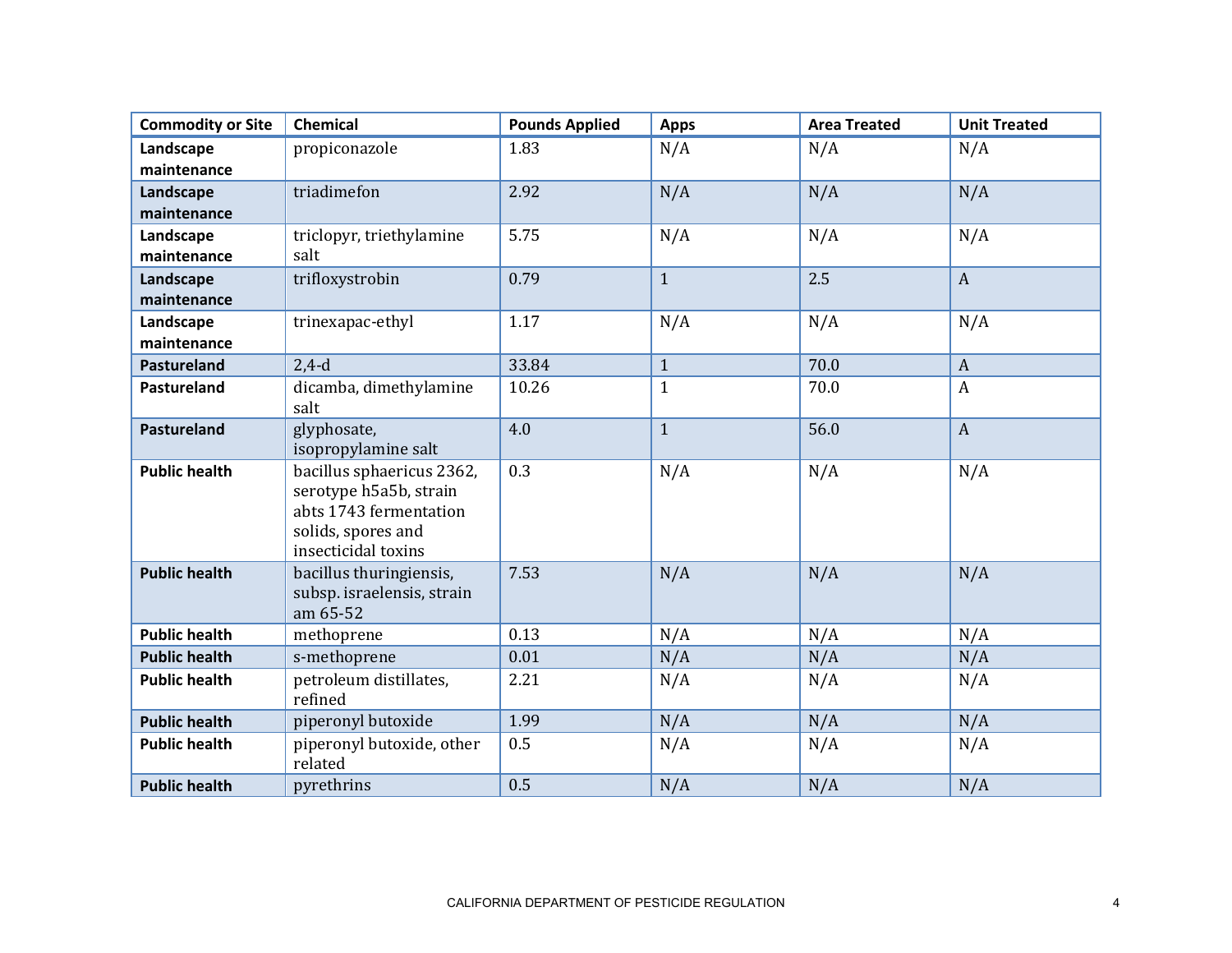| Commodity or Site | Chemical | Pounds Applied | Apps | Area Treated | Unit Treated |
|---|---|---|---|---|---|
| **Landscape maintenance** | propiconazole | 1.83 | N/A | N/A | N/A |
| **Landscape maintenance** | triadimefon | 2.92 | N/A | N/A | N/A |
| **Landscape maintenance** | triclopyr, triethylamine salt | 5.75 | N/A | N/A | N/A |
| **Landscape maintenance** | trifloxystrobin | 0.79 | 1 | 2.5 | A |
| **Landscape maintenance** | trinexapac-ethyl | 1.17 | N/A | N/A | N/A |
| **Pastureland** | 2,4-d | 33.84 | 1 | 70.0 | A |
| **Pastureland** | dicamba, dimethylamine salt | 10.26 | 1 | 70.0 | A |
| **Pastureland** | glyphosate, isopropylamine salt | 4.0 | 1 | 56.0 | A |
| **Public health** | bacillus sphaericus 2362, serotype h5a5b, strain abts 1743 fermentation solids, spores and insecticidal toxins | 0.3 | N/A | N/A | N/A |
| **Public health** | bacillus thuringiensis, subsp. israelensis, strain am 65-52 | 7.53 | N/A | N/A | N/A |
| **Public health** | methoprene | 0.13 | N/A | N/A | N/A |
| **Public health** | s-methoprene | 0.01 | N/A | N/A | N/A |
| **Public health** | petroleum distillates, refined | 2.21 | N/A | N/A | N/A |
| **Public health** | piperonyl butoxide | 1.99 | N/A | N/A | N/A |
| **Public health** | piperonyl butoxide, other related | 0.5 | N/A | N/A | N/A |
| **Public health** | pyrethrins | 0.5 | N/A | N/A | N/A |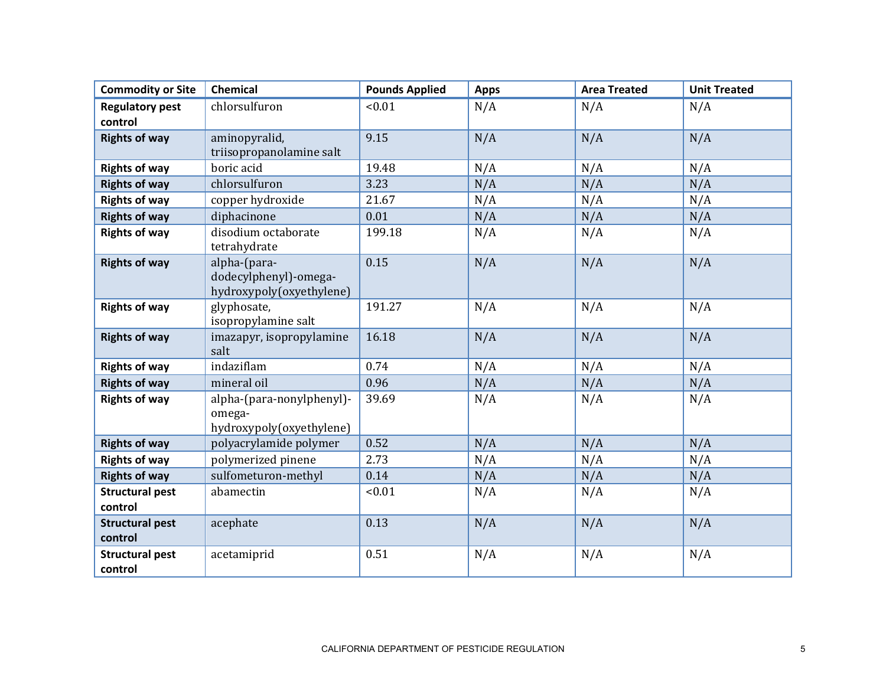| Commodity or Site | Chemical | Pounds Applied | Apps | Area Treated | Unit Treated |
|---|---|---|---|---|---|
| **Regulatory pest control** | chlorsulfuron | <0.01 | N/A | N/A | N/A |
| **Rights of way** | aminopyralid, triisopropanolamine salt | 9.15 | N/A | N/A | N/A |
| **Rights of way** | boric acid | 19.48 | N/A | N/A | N/A |
| **Rights of way** | chlorsulfuron | 3.23 | N/A | N/A | N/A |
| **Rights of way** | copper hydroxide | 21.67 | N/A | N/A | N/A |
| **Rights of way** | diphacinone | 0.01 | N/A | N/A | N/A |
| **Rights of way** | disodium octaborate tetrahydrate | 199.18 | N/A | N/A | N/A |
| **Rights of way** | alpha-(para-dodecylphenyl)-omega-hydroxypoly(oxyethylene) | 0.15 | N/A | N/A | N/A |
| **Rights of way** | glyphosate, isopropylamine salt | 191.27 | N/A | N/A | N/A |
| **Rights of way** | imazapyr, isopropylamine salt | 16.18 | N/A | N/A | N/A |
| **Rights of way** | indaziflam | 0.74 | N/A | N/A | N/A |
| **Rights of way** | mineral oil | 0.96 | N/A | N/A | N/A |
| **Rights of way** | alpha-(para-nonylphenyl)-omega-hydroxypoly(oxyethylene) | 39.69 | N/A | N/A | N/A |
| **Rights of way** | polyacrylamide polymer | 0.52 | N/A | N/A | N/A |
| **Rights of way** | polymerized pinene | 2.73 | N/A | N/A | N/A |
| **Rights of way** | sulfometuron-methyl | 0.14 | N/A | N/A | N/A |
| **Structural pest control** | abamectin | <0.01 | N/A | N/A | N/A |
| **Structural pest control** | acephate | 0.13 | N/A | N/A | N/A |
| **Structural pest control** | acetamiprid | 0.51 | N/A | N/A | N/A |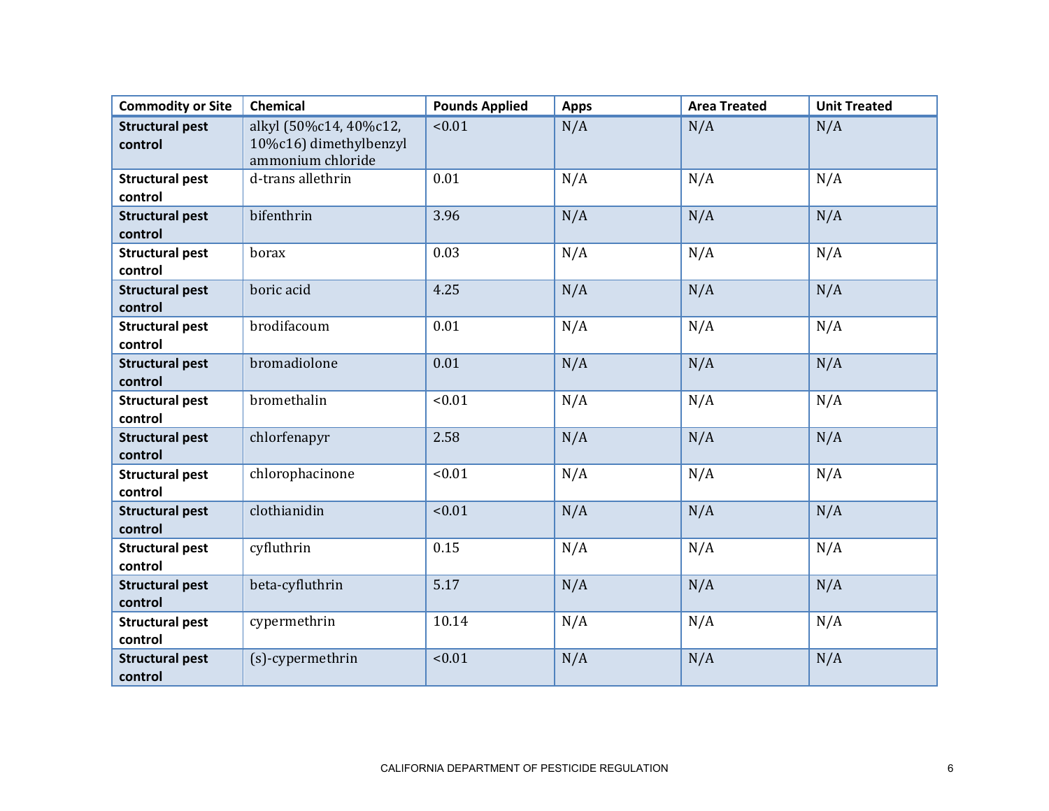| Commodity or Site | Chemical | Pounds Applied | Apps | Area Treated | Unit Treated |
|---|---|---|---|---|---|
| **Structural pest control** | alkyl (50%c14, 40%c12, 10%c16) dimethylbenzyl ammonium chloride | <0.01 | N/A | N/A | N/A |
| **Structural pest control** | d-trans allethrin | 0.01 | N/A | N/A | N/A |
| **Structural pest control** | bifenthrin | 3.96 | N/A | N/A | N/A |
| **Structural pest control** | borax | 0.03 | N/A | N/A | N/A |
| **Structural pest control** | boric acid | 4.25 | N/A | N/A | N/A |
| **Structural pest control** | brodifacoum | 0.01 | N/A | N/A | N/A |
| **Structural pest control** | bromadiolone | 0.01 | N/A | N/A | N/A |
| **Structural pest control** | bromethalin | <0.01 | N/A | N/A | N/A |
| **Structural pest control** | chlorfenapyr | 2.58 | N/A | N/A | N/A |
| **Structural pest control** | chlorophacinone | <0.01 | N/A | N/A | N/A |
| **Structural pest control** | clothianidin | <0.01 | N/A | N/A | N/A |
| **Structural pest control** | cyfluthrin | 0.15 | N/A | N/A | N/A |
| **Structural pest control** | beta-cyfluthrin | 5.17 | N/A | N/A | N/A |
| **Structural pest control** | cypermethrin | 10.14 | N/A | N/A | N/A |
| **Structural pest control** | (s)-cypermethrin | <0.01 | N/A | N/A | N/A |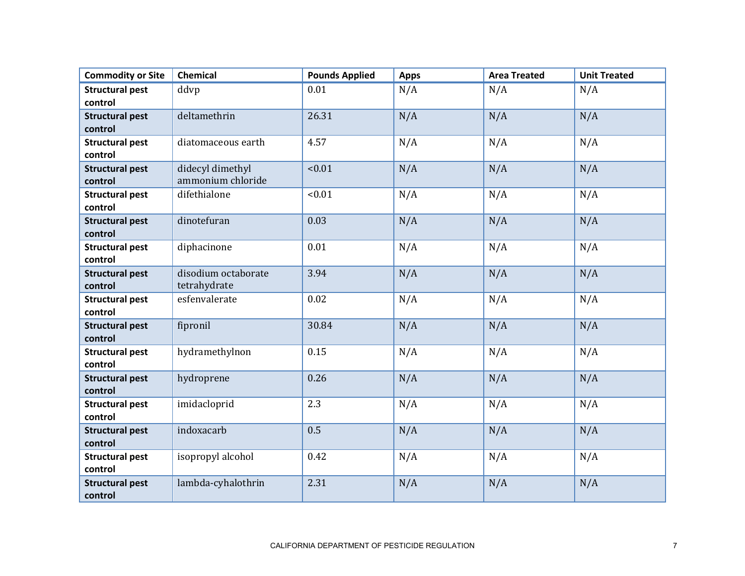| Commodity or Site | Chemical | Pounds Applied | Apps | Area Treated | Unit Treated |
|---|---|---|---|---|---|
| **Structural pest control** | ddvp | 0.01 | N/A | N/A | N/A |
| **Structural pest control** | deltamethrin | 26.31 | N/A | N/A | N/A |
| **Structural pest control** | diatomaceous earth | 4.57 | N/A | N/A | N/A |
| **Structural pest control** | didecyl dimethyl ammonium chloride | <0.01 | N/A | N/A | N/A |
| **Structural pest control** | difethialone | <0.01 | N/A | N/A | N/A |
| **Structural pest control** | dinotefuran | 0.03 | N/A | N/A | N/A |
| **Structural pest control** | diphacinone | 0.01 | N/A | N/A | N/A |
| **Structural pest control** | disodium octaborate tetrahydrate | 3.94 | N/A | N/A | N/A |
| **Structural pest control** | esfenvalerate | 0.02 | N/A | N/A | N/A |
| **Structural pest control** | fipronil | 30.84 | N/A | N/A | N/A |
| **Structural pest control** | hydramethylnon | 0.15 | N/A | N/A | N/A |
| **Structural pest control** | hydroprene | 0.26 | N/A | N/A | N/A |
| **Structural pest control** | imidacloprid | 2.3 | N/A | N/A | N/A |
| **Structural pest control** | indoxacarb | 0.5 | N/A | N/A | N/A |
| **Structural pest control** | isopropyl alcohol | 0.42 | N/A | N/A | N/A |
| **Structural pest control** | lambda-cyhalothrin | 2.31 | N/A | N/A | N/A |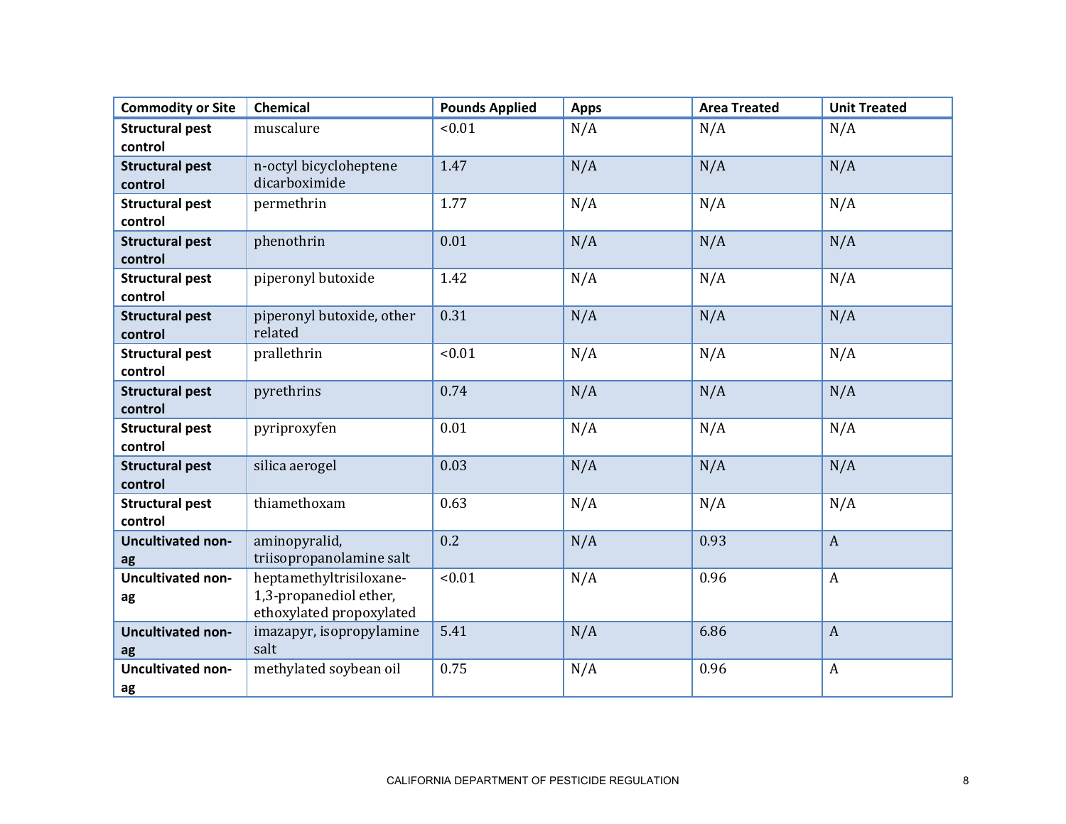| Commodity or Site | Chemical | Pounds Applied | Apps | Area Treated | Unit Treated |
|---|---|---|---|---|---|
| **Structural pest control** | muscalure | <0.01 | N/A | N/A | N/A |
| **Structural pest control** | n-octyl bicycloheptene dicarboximide | 1.47 | N/A | N/A | N/A |
| **Structural pest control** | permethrin | 1.77 | N/A | N/A | N/A |
| **Structural pest control** | phenothrin | 0.01 | N/A | N/A | N/A |
| **Structural pest control** | piperonyl butoxide | 1.42 | N/A | N/A | N/A |
| **Structural pest control** | piperonyl butoxide, other related | 0.31 | N/A | N/A | N/A |
| **Structural pest control** | prallethrin | <0.01 | N/A | N/A | N/A |
| **Structural pest control** | pyrethrins | 0.74 | N/A | N/A | N/A |
| **Structural pest control** | pyriproxyfen | 0.01 | N/A | N/A | N/A |
| **Structural pest control** | silica aerogel | 0.03 | N/A | N/A | N/A |
| **Structural pest control** | thiamethoxam | 0.63 | N/A | N/A | N/A |
| **Uncultivated non-ag** | aminopyralid, triisopropanolamine salt | 0.2 | N/A | 0.93 | A |
| **Uncultivated non-ag** | heptamethyltrisiloxane-1,3-propanediol ether, ethoxylated propoxylated | <0.01 | N/A | 0.96 | A |
| **Uncultivated non-ag** | imazapyr, isopropylamine salt | 5.41 | N/A | 6.86 | A |
| **Uncultivated non-ag** | methylated soybean oil | 0.75 | N/A | 0.96 | A |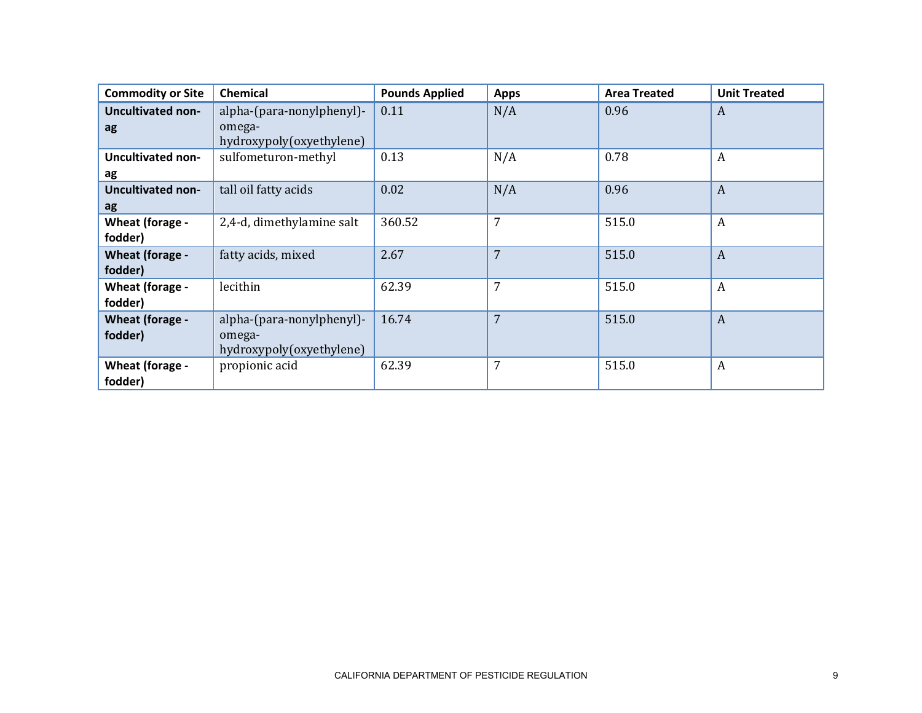| Commodity or Site | Chemical | Pounds Applied | Apps | Area Treated | Unit Treated |
|---|---|---|---|---|---|
| **Uncultivated non-ag** | alpha-(para-nonylphenyl)-omega-hydroxypoly(oxyethylene) | 0.11 | N/A | 0.96 | A |
| **Uncultivated non-ag** | sulfometuron-methyl | 0.13 | N/A | 0.78 | A |
| **Uncultivated non-ag** | tall oil fatty acids | 0.02 | N/A | 0.96 | A |
| **Wheat (forage - fodder)** | 2,4-d, dimethylamine salt | 360.52 | 7 | 515.0 | A |
| **Wheat (forage - fodder)** | fatty acids, mixed | 2.67 | 7 | 515.0 | A |
| **Wheat (forage - fodder)** | lecithin | 62.39 | 7 | 515.0 | A |
| **Wheat (forage - fodder)** | alpha-(para-nonylphenyl)-omega-hydroxypoly(oxyethylene) | 16.74 | 7 | 515.0 | A |
| **Wheat (forage - fodder)** | propionic acid | 62.39 | 7 | 515.0 | A |